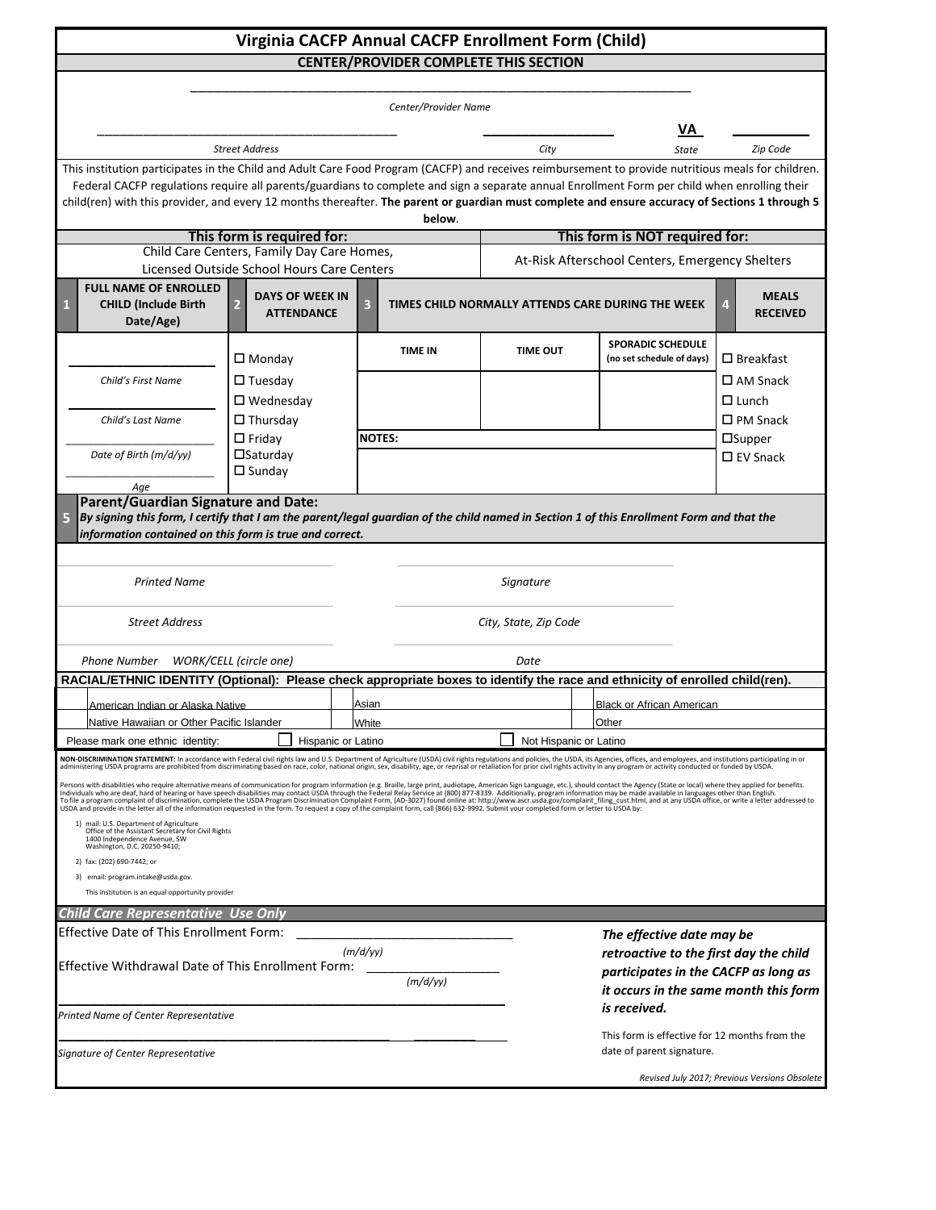# Virginia CACFP Annual CACFP Enrollment Form (Child)

## CENTER/PROVIDER COMPLETE THIS SECTION

_______________________________________________

*Center/Provider Name*

| _______________________ | _____________ | VA | _________ |
|---|---|---|---|
| *Street Address* | *City* | *State* | *Zip Code* |

This institution participates in the Child and Adult Care Food Program (CACFP) and receives reimbursement to provide nutritious meals for children. Federal CACFP regulations require all parents/guardians to complete and sign a separate annual Enrollment Form per child when enrolling their child(ren) with this provider, and every 12 months thereafter. **The parent or guardian must complete and ensure accuracy of Sections 1 through 5 below**.

| This form is required for: | This form is NOT required for: |
|---|---|
| Child Care Centers, Family Day Care Homes, Licensed Outside School Hours Care Centers | At-Risk Afterschool Centers, Emergency Shelters |

| 1 FULL NAME OF ENROLLED CHILD (Include Birth Date/Age) | 2 DAYS OF WEEK IN ATTENDANCE | 3 TIMES CHILD NORMALLY ATTENDS CARE DURING THE WEEK | | | 4 MEALS RECEIVED |
|---|---|---|---|---|---|
| | | **TIME IN** | **TIME OUT** | **SPORADIC SCHEDULE (no set schedule of days)** | |
| ________ *Child's First Name* | ☐ Monday | | | | ☐ Breakfast |
| ________ *Child's Last Name* | ☐ Tuesday | | | | ☐ AM Snack |
| ________ *Date of Birth (m/d/yy)* | ☐ Wednesday | | | | ☐ Lunch |
| ________ *Age* | ☐ Thursday | | | | ☐ PM Snack |
| | ☐ Friday | **NOTES:** | | | ☐ Supper |
| | ☐ Saturday | | | | ☐ EV Snack |
| | ☐ Sunday | | | | |

**5 Parent/Guardian Signature and Date:**

***By signing this form, I certify that I am the parent/legal guardian of the child named in Section 1 of this Enrollment Form and that the information contained on this form is true and correct.***

| | |
|---|---|
| ________ *Printed Name* | ________ *Signature* |
| ________ *Street Address* | ________ *City, State, Zip Code* |
| ________ *Phone Number WORK/CELL (circle one)* | ________ *Date* |

**RACIAL/ETHNIC IDENTITY (Optional): Please check appropriate boxes to identify the race and ethnicity of enrolled child(ren).**

| | | |
|---|---|---|
| ☐ American Indian or Alaska Native | ☐ Asian | ☐ Black or African American |
| ☐ Native Hawaiian or Other Pacific Islander | ☐ White | ☐ Other |

Please mark one ethnic identity: ☐ Hispanic or Latino ☐ Not Hispanic or Latino

**NON-DISCRIMINATION STATEMENT:** In accordance with Federal civil rights law and U.S. Department of Agriculture (USDA) civil rights regulations and policies, the USDA, its Agencies, offices, and employees, and institutions participating in or administering USDA programs are prohibited from discriminating based on race, color, national origin, sex, disability, age, or reprisal or retaliation for prior civil rights activity in any program or activity conducted or funded by USDA.

Persons with disabilities who require alternative means of communication for program information (e.g. Braille, large print, audiotape, American Sign Language, etc.), should contact the Agency (State or local) where they applied for benefits. Individuals who are deaf, hard of hearing or have speech disabilities may contact USDA through the Federal Relay Service at (800) 877-8339. Additionally, program information may be made available in languages other than English.
To file a program complaint of discrimination, complete the USDA Program Discrimination Complaint Form, (AD-3027) found online at: http://www.ascr.usda.gov/complaint_filing_cust.html, and at any USDA office, or write a letter addressed to USDA and provide in the letter all of the information requested in the form. To request a copy of the complaint form, call (866) 632-9992. Submit your completed form or letter to USDA by:

1) mail: U.S. Department of Agriculture
   Office of the Assistant Secretary for Civil Rights
   1400 Independence Avenue, SW
   Washington, D.C. 20250-9410;
2) fax: (202) 690-7442; or
3) email: program.intake@usda.gov.

This institution is an equal opportunity provider

### *Child Care Representative Use Only*

Effective Date of This Enrollment Form: ____________________ *(m/d/yy)*

Effective Withdrawal Date of This Enrollment Form: ____________ *(m/d/yy)*

______________________________________
*Printed Name of Center Representative*

______________________________________ ________
*Signature of Center Representative*

***The effective date may be retroactive to the first day the child participates in the CACFP as long as it occurs in the same month this form is received.***

This form is effective for 12 months from the date of parent signature.

*Revised July 2017; Previous Versions Obsolete*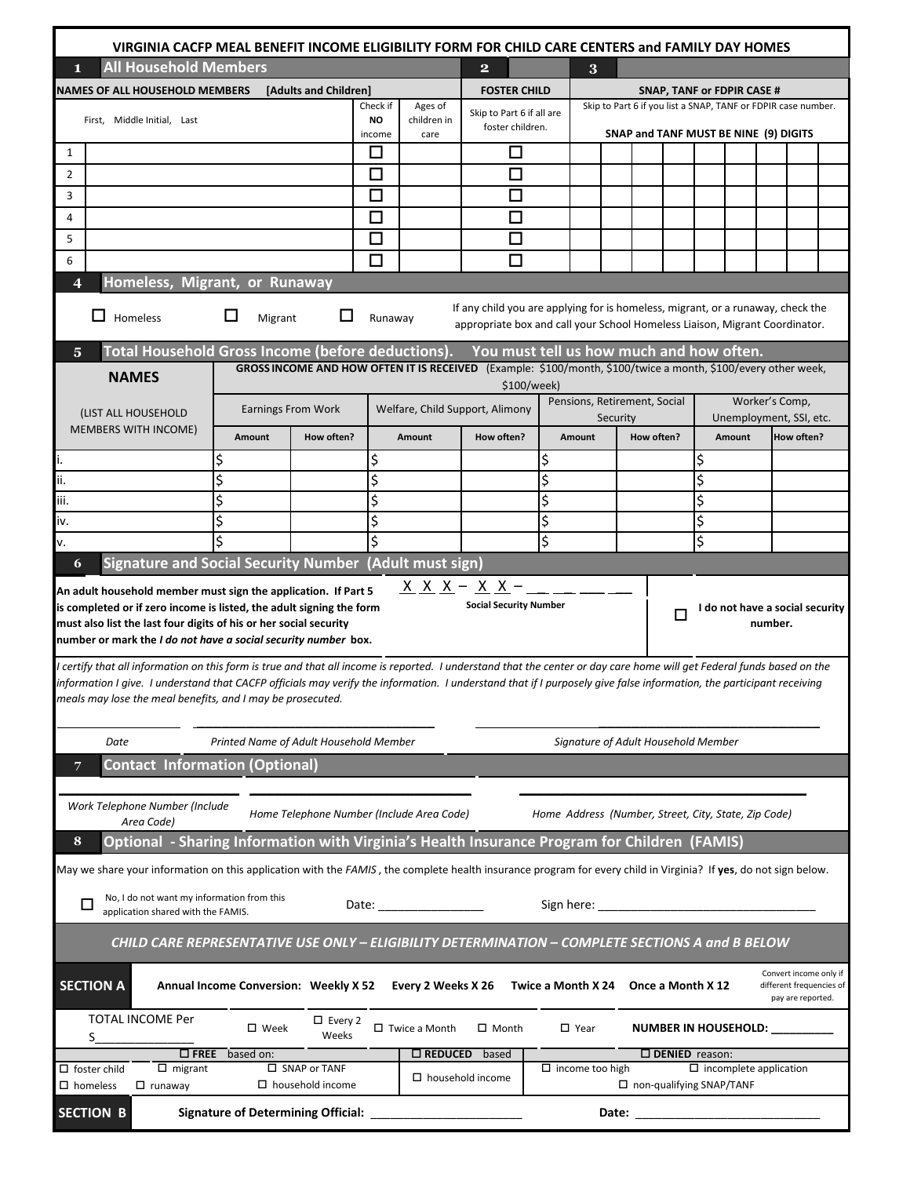# VIRGINIA CACFP MEAL BENEFIT INCOME ELIGIBILITY FORM FOR CHILD CARE CENTERS and FAMILY DAY HOMES

## 1 All Household Members | 2 FOSTER CHILD | 3 SNAP, TANF or FDPIR CASE #

| NAMES OF ALL HOUSEHOLD MEMBERS [Adults and Children] First, Middle Initial, Last | Check if NO income | Ages of children in care | FOSTER CHILD Skip to Part 6 if all are foster children. | SNAP, TANF or FDPIR CASE # Skip to Part 6 if you list a SNAP, TANF or FDPIR case number. SNAP and TANF MUST BE NINE (9) DIGITS | | | | | | | | |
|---|---|---|---|---|---|---|---|---|---|---|---|---|
| 1 | ☐ | | ☐ | | | | | | | | | |
| 2 | ☐ | | ☐ | | | | | | | | | |
| 3 | ☐ | | ☐ | | | | | | | | | |
| 4 | ☐ | | ☐ | | | | | | | | | |
| 5 | ☐ | | ☐ | | | | | | | | | |
| 6 | ☐ | | ☐ | | | | | | | | | |

## 4 Homeless, Migrant, or Runaway

☐ Homeless ☐ Migrant ☐ Runaway

If any child you are applying for is homeless, migrant, or a runaway, check the appropriate box and call your School Homeless Liaison, Migrant Coordinator.

## 5 Total Household Gross Income (before deductions). You must tell us how much and how often.

GROSS INCOME AND HOW OFTEN IT IS RECEIVED (Example: $100/month, $100/twice a month, $100/every other week, $100/week)

| NAMES (LIST ALL HOUSEHOLD MEMBERS WITH INCOME) | Earnings From Work | | Welfare, Child Support, Alimony | | Pensions, Retirement, Social Security | | Worker's Comp, Unemployment, SSI, etc. | |
|---|---|---|---|---|---|---|---|---|
| | Amount | How often? | Amount | How often? | Amount | How often? | Amount | How often? |
| i. | $ | | $ | | $ | | $ | |
| ii. | $ | | $ | | $ | | $ | |
| iii. | $ | | $ | | $ | | $ | |
| iv. | $ | | $ | | $ | | $ | |
| v. | $ | | $ | | $ | | $ | |

## 6 Signature and Social Security Number (Adult must sign)

**An adult household member must sign the application. If Part 5 is completed or if zero income is listed, the adult signing the form must also list the last four digits of his or her social security number or mark the *I do not have a social security number* box.**

X X X – X X – __ __ __ __

**Social Security Number**

☐ **I do not have a social security number.**

*I certify that all information on this form is true and that all income is reported. I understand that the center or day care home will get Federal funds based on the information I give. I understand that CACFP officials may verify the information. I understand that if I purposely give false information, the participant receiving meals may lose the meal benefits, and I may be prosecuted.*

_______________ _______________________________ _______________________________

*Date* *Printed Name of Adult Household Member* *Signature of Adult Household Member*

## 7 Contact Information (Optional)

_______________ _______________________________ _______________________________

*Work Telephone Number (Include Area Code)* *Home Telephone Number (Include Area Code)* *Home Address (Number, Street, City, State, Zip Code)*

## 8 Optional - Sharing Information with Virginia's Health Insurance Program for Children (FAMIS)

May we share your information on this application with the *FAMIS*, the complete health insurance program for every child in Virginia? If **yes**, do not sign below.

☐ No, I do not want my information from this application shared with the FAMIS. Date: ________________ Sign here: _________________________________

***CHILD CARE REPRESENTATIVE USE ONLY – ELIGIBILITY DETERMINATION – COMPLETE SECTIONS A and B BELOW***

**SECTION A** **Annual Income Conversion: Weekly X 52 Every 2 Weeks X 26 Twice a Month X 24 Once a Month X 12** Convert income only if different frequencies of pay are reported.

TOTAL INCOME Per $_______________ ☐ Week ☐ Every 2 Weeks ☐ Twice a Month ☐ Month ☐ Year **NUMBER IN HOUSEHOLD: __________**

**☐ FREE** based on: ☐ foster child ☐ migrant ☐ SNAP or TANF ☐ homeless ☐ runaway ☐ household income

**☐ REDUCED** based ☐ household income

**☐ DENIED** reason: ☐ income too high ☐ incomplete application ☐ non-qualifying SNAP/TANF

**SECTION B** **Signature of Determining Official:** ________________________ **Date:** ______________________________